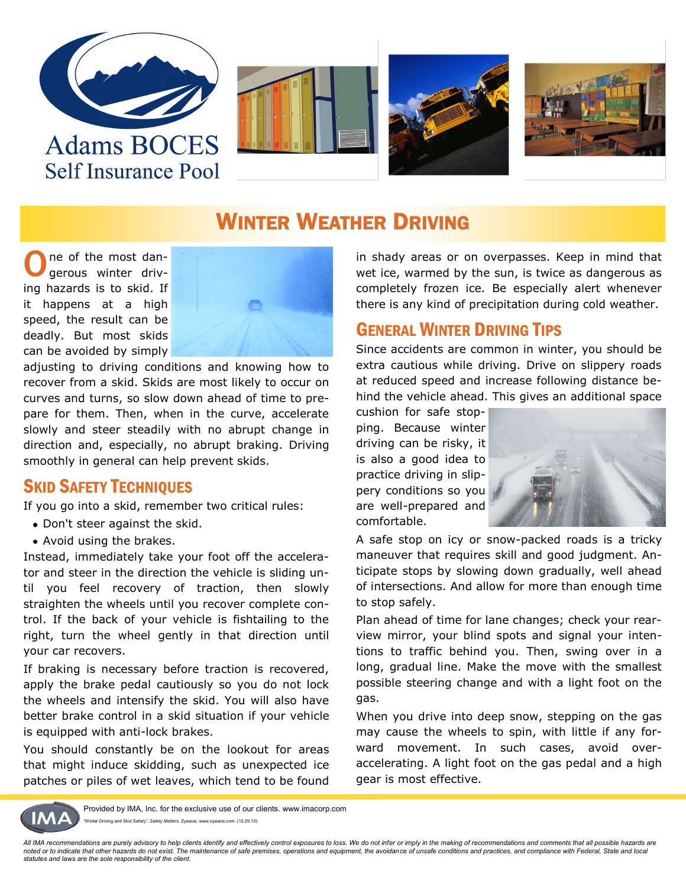Adams BOCES
Self Insurance Pool

# Winter Weather Driving

One of the most dangerous winter driving hazards is to skid. If it happens at a high speed, the result can be deadly. But most skids can be avoided by simply adjusting to driving conditions and knowing how to recover from a skid. Skids are most likely to occur on curves and turns, so slow down ahead of time to prepare for them. Then, when in the curve, accelerate slowly and steer steadily with no abrupt change in direction and, especially, no abrupt braking. Driving smoothly in general can help prevent skids.

## Skid Safety Techniques

If you go into a skid, remember two critical rules:

- Don't steer against the skid.
- Avoid using the brakes.

Instead, immediately take your foot off the accelerator and steer in the direction the vehicle is sliding until you feel recovery of traction, then slowly straighten the wheels until you recover complete control. If the back of your vehicle is fishtailing to the right, turn the wheel gently in that direction until your car recovers.

If braking is necessary before traction is recovered, apply the brake pedal cautiously so you do not lock the wheels and intensify the skid. You will also have better brake control in a skid situation if your vehicle is equipped with anti-lock brakes.

You should constantly be on the lookout for areas that might induce skidding, such as unexpected ice patches or piles of wet leaves, which tend to be found in shady areas or on overpasses. Keep in mind that wet ice, warmed by the sun, is twice as dangerous as completely frozen ice. Be especially alert whenever there is any kind of precipitation during cold weather.

## General Winter Driving Tips

Since accidents are common in winter, you should be extra cautious while driving. Drive on slippery roads at reduced speed and increase following distance behind the vehicle ahead. This gives an additional space cushion for safe stopping. Because winter driving can be risky, it is also a good idea to practice driving in slippery conditions so you are well-prepared and comfortable.

A safe stop on icy or snow-packed roads is a tricky maneuver that requires skill and good judgment. Anticipate stops by slowing down gradually, well ahead of intersections. And allow for more than enough time to stop safely.

Plan ahead of time for lane changes; check your rearview mirror, your blind spots and signal your intentions to traffic behind you. Then, swing over in a long, gradual line. Make the move with the smallest possible steering change and with a light foot on the gas.

When you drive into deep snow, stepping on the gas may cause the wheels to spin, with little if any forward movement. In such cases, avoid over-accelerating. A light foot on the gas pedal and a high gear is most effective.

Provided by IMA, Inc. for the exclusive use of our clients. www.imacorp.com

"Winter Driving and Skid Safety", *Safety Matters*, Zywave, www.zywave.com. (12.29.10)

*All IMA recommendations are purely advisory to help clients identify and effectively control exposures to loss. We do not infer or imply in the making of recommendations and comments that all possible hazards are noted or to indicate that other hazards do not exist. The maintenance of safe premises, operations and equipment, the avoidance of unsafe conditions and practices, and compliance with Federal, State and local statutes and laws are the sole responsibility of the client.*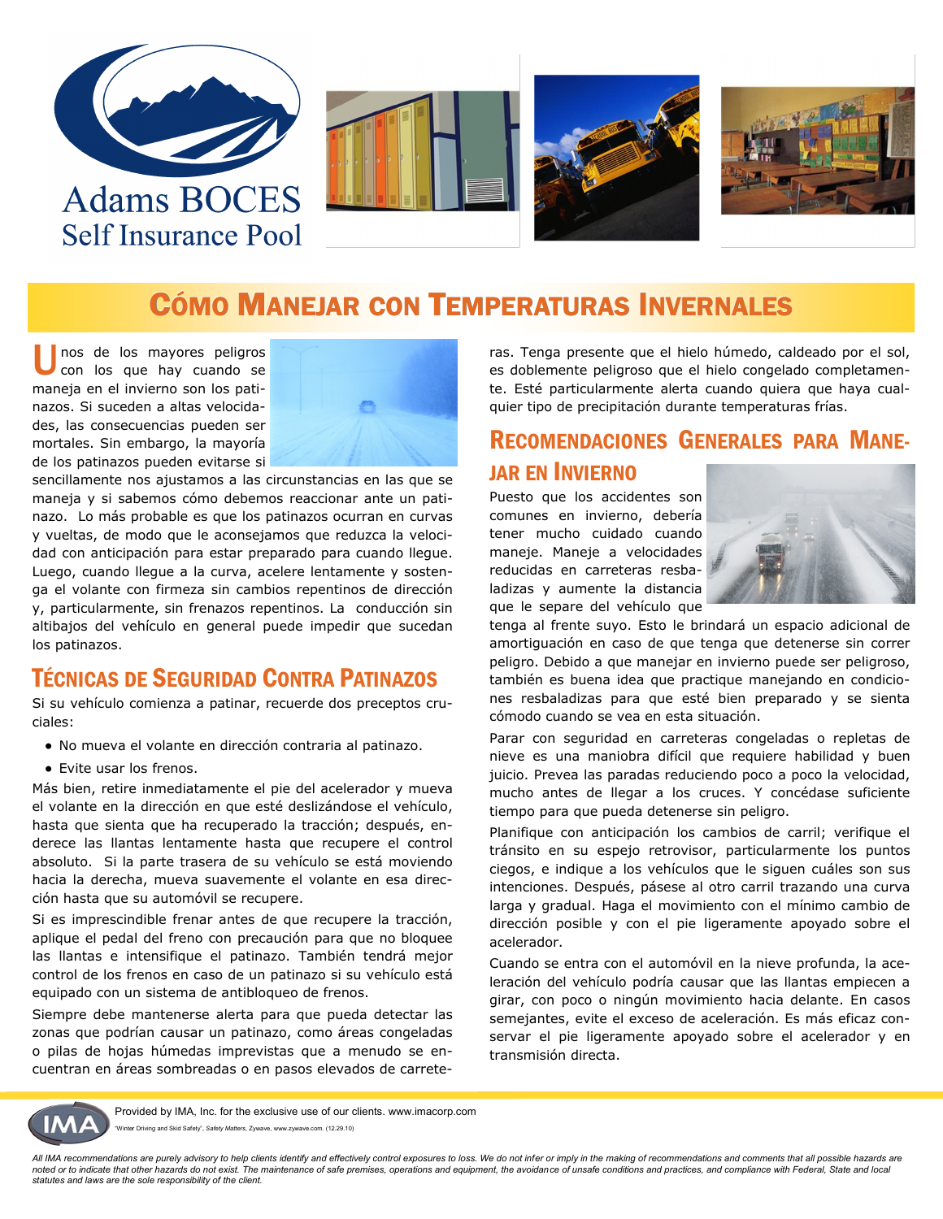Adams BOCES
Self Insurance Pool

# Cómo Manejar con Temperaturas Invernales

Unos de los mayores peligros con los que hay cuando se maneja en el invierno son los patinazos. Si suceden a altas velocidades, las consecuencias pueden ser mortales. Sin embargo, la mayoría de los patinazos pueden evitarse si sencillamente nos ajustamos a las circunstancias en las que se maneja y si sabemos cómo debemos reaccionar ante un patinazo. Lo más probable es que los patinazos ocurran en curvas y vueltas, de modo que le aconsejamos que reduzca la velocidad con anticipación para estar preparado para cuando llegue. Luego, cuando llegue a la curva, acelere lentamente y sostenga el volante con firmeza sin cambios repentinos de dirección y, particularmente, sin frenazos repentinos. La conducción sin altibajos del vehículo en general puede impedir que sucedan los patinazos.

## Técnicas de Seguridad Contra Patinazos

Si su vehículo comienza a patinar, recuerde dos preceptos cruciales:

- No mueva el volante en dirección contraria al patinazo.
- Evite usar los frenos.

Más bien, retire inmediatamente el pie del acelerador y mueva el volante en la dirección en que esté deslizándose el vehículo, hasta que sienta que ha recuperado la tracción; después, enderece las llantas lentamente hasta que recupere el control absoluto. Si la parte trasera de su vehículo se está moviendo hacia la derecha, mueva suavemente el volante en esa dirección hasta que su automóvil se recupere.

Si es imprescindible frenar antes de que recupere la tracción, aplique el pedal del freno con precaución para que no bloquee las llantas e intensifique el patinazo. También tendrá mejor control de los frenos en caso de un patinazo si su vehículo está equipado con un sistema de antibloqueo de frenos.

Siempre debe mantenerse alerta para que pueda detectar las zonas que podrían causar un patinazo, como áreas congeladas o pilas de hojas húmedas imprevistas que a menudo se encuentran en áreas sombreadas o en pasos elevados de carreteras. Tenga presente que el hielo húmedo, caldeado por el sol, es doblemente peligroso que el hielo congelado completamente. Esté particularmente alerta cuando quiera que haya cualquier tipo de precipitación durante temperaturas frías.

## Recomendaciones Generales para Manejar en Invierno

Puesto que los accidentes son comunes en invierno, debería tener mucho cuidado cuando maneje. Maneje a velocidades reducidas en carreteras resbaladizas y aumente la distancia que le separe del vehículo que tenga al frente suyo. Esto le brindará un espacio adicional de amortiguación en caso de que tenga que detenerse sin correr peligro. Debido a que manejar en invierno puede ser peligroso, también es buena idea que practique manejando en condiciones resbaladizas para que esté bien preparado y se sienta cómodo cuando se vea en esta situación.

Parar con seguridad en carreteras congeladas o repletas de nieve es una maniobra difícil que requiere habilidad y buen juicio. Prevea las paradas reduciendo poco a poco la velocidad, mucho antes de llegar a los cruces. Y concédase suficiente tiempo para que pueda detenerse sin peligro.

Planifique con anticipación los cambios de carril; verifique el tránsito en su espejo retrovisor, particularmente los puntos ciegos, e indique a los vehículos que le siguen cuáles son sus intenciones. Después, pásese al otro carril trazando una curva larga y gradual. Haga el movimiento con el mínimo cambio de dirección posible y con el pie ligeramente apoyado sobre el acelerador.

Cuando se entra con el automóvil en la nieve profunda, la aceleración del vehículo podría causar que las llantas empiecen a girar, con poco o ningún movimiento hacia delante. En casos semejantes, evite el exceso de aceleración. Es más eficaz conservar el pie ligeramente apoyado sobre el acelerador y en transmisión directa.

Provided by IMA, Inc. for the exclusive use of our clients. www.imacorp.com

"Winter Driving and Skid Safety", *Safety Matters*, Zywave, www.zywave.com. (12.29.10)

*All IMA recommendations are purely advisory to help clients identify and effectively control exposures to loss. We do not infer or imply in the making of recommendations and comments that all possible hazards are noted or to indicate that other hazards do not exist. The maintenance of safe premises, operations and equipment, the avoidance of unsafe conditions and practices, and compliance with Federal, State and local statutes and laws are the sole responsibility of the client.*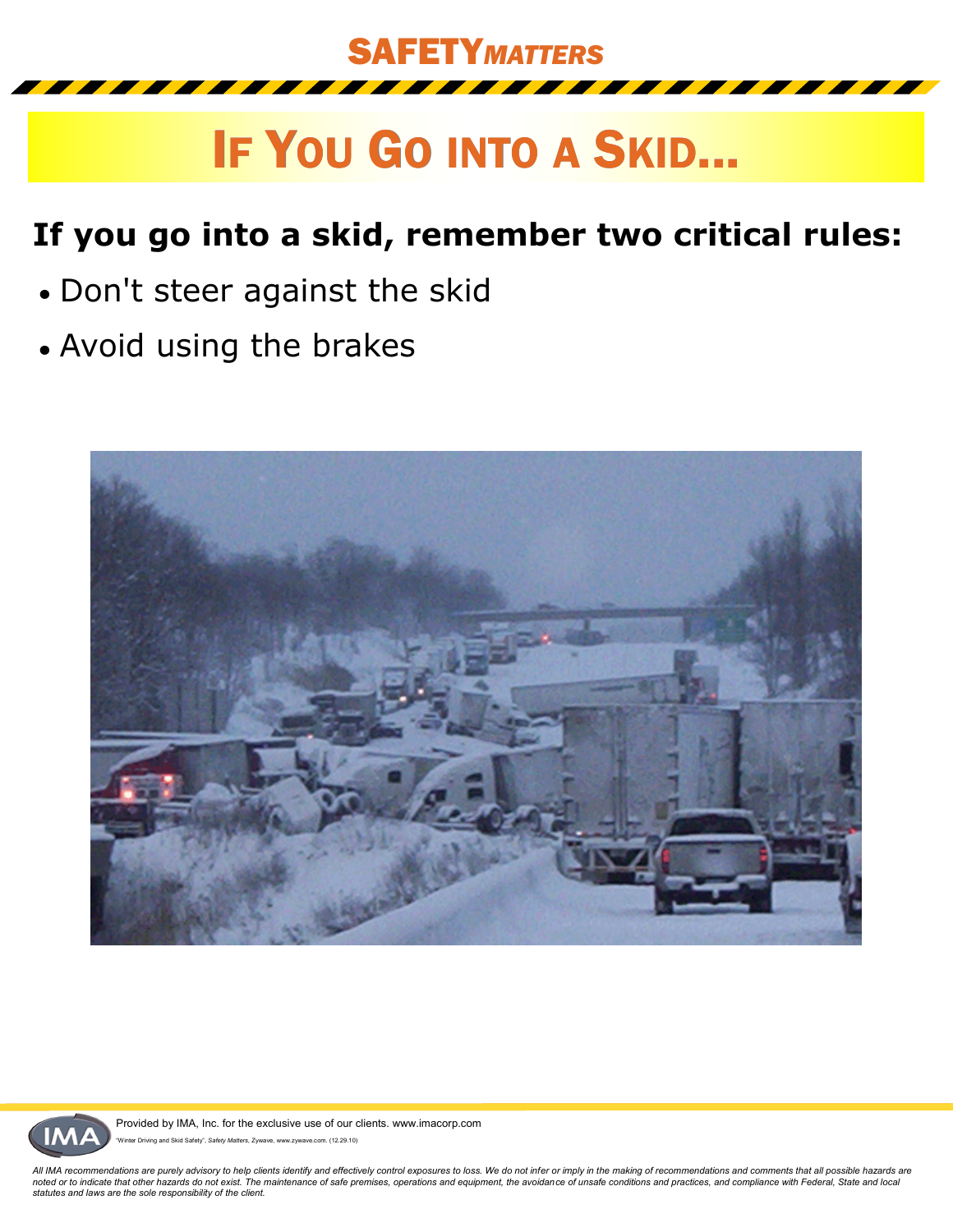# SAFETY*MATTERS*

## If You Go into a Skid...

**If you go into a skid, remember two critical rules:**

- Don't steer against the skid
- Avoid using the brakes

Provided by IMA, Inc. for the exclusive use of our clients. www.imacorp.com

"Winter Driving and Skid Safety", *Safety Matters*, Zywave, www.zywave.com. (12.29.10)

*All IMA recommendations are purely advisory to help clients identify and effectively control exposures to loss. We do not infer or imply in the making of recommendations and comments that all possible hazards are noted or to indicate that other hazards do not exist. The maintenance of safe premises, operations and equipment, the avoidance of unsafe conditions and practices, and compliance with Federal, State and local statutes and laws are the sole responsibility of the client.*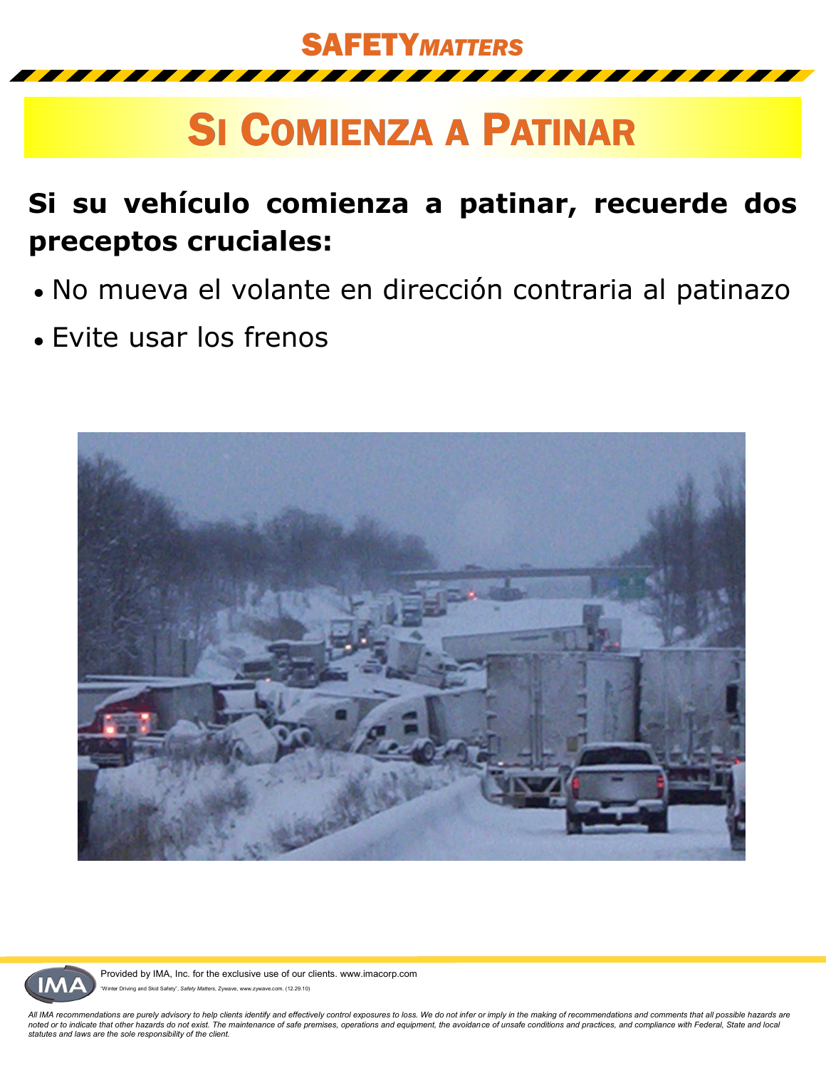**SAFETY*MATTERS***

# Si Comienza a Patinar

**Si su vehículo comienza a patinar, recuerde dos preceptos cruciales:**

- No mueva el volante en dirección contraria al patinazo
- Evite usar los frenos

Provided by IMA, Inc. for the exclusive use of our clients. www.imacorp.com

"Winter Driving and Skid Safety", *Safety Matters*, Zywave, www.zywave.com. (12.29.10)

*All IMA recommendations are purely advisory to help clients identify and effectively control exposures to loss. We do not infer or imply in the making of recommendations and comments that all possible hazards are noted or to indicate that other hazards do not exist. The maintenance of safe premises, operations and equipment, the avoidance of unsafe conditions and practices, and compliance with Federal, State and local statutes and laws are the sole responsibility of the client.*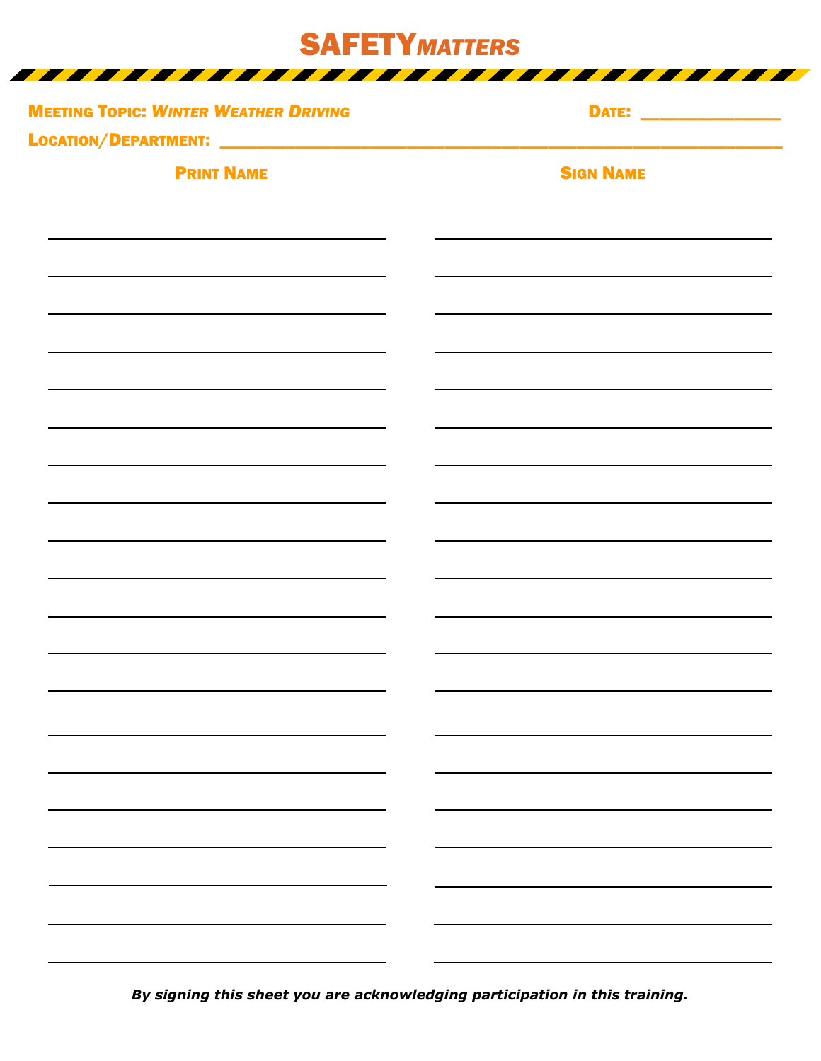# SAFETY*MATTERS*

**Meeting Topic:** ***Winter Weather Driving*** **Date:** ______________

**Location/Department:** ________________________________________________

| Print Name | Sign Name |
|---|---|
| | |
| | |
| | |
| | |
| | |
| | |
| | |
| | |
| | |
| | |
| | |
| | |
| | |
| | |
| | |
| | |
| | |
| | |
| | |
| | |

***By signing this sheet you are acknowledging participation in this training.***